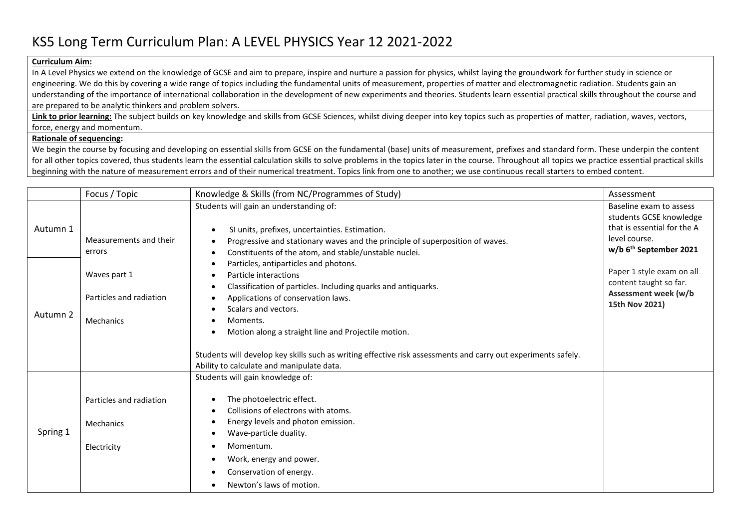# KS5 Long Term Curriculum Plan: A LEVEL PHYSICS Year 12 2021-2022

**Curriculum Aim:**
In A Level Physics we extend on the knowledge of GCSE and aim to prepare, inspire and nurture a passion for physics, whilst laying the groundwork for further study in science or engineering. We do this by covering a wide range of topics including the fundamental units of measurement, properties of matter and electromagnetic radiation. Students gain an understanding of the importance of international collaboration in the development of new experiments and theories. Students learn essential practical skills throughout the course and are prepared to be analytic thinkers and problem solvers.

**Link to prior learning:** The subject builds on key knowledge and skills from GCSE Sciences, whilst diving deeper into key topics such as properties of matter, radiation, waves, vectors, force, energy and momentum.

**Rationale of sequencing:**
We begin the course by focusing and developing on essential skills from GCSE on the fundamental (base) units of measurement, prefixes and standard form. These underpin the content for all other topics covered, thus students learn the essential calculation skills to solve problems in the topics later in the course. Throughout all topics we practice essential practical skills beginning with the nature of measurement errors and of their numerical treatment. Topics link from one to another; we use continuous recall starters to embed content.

| | Focus / Topic | Knowledge & Skills (from NC/Programmes of Study) | Assessment |
|---|---|---|---|
| Autumn 1 | Measurements and their errors | Students will gain an understanding of:<br>• SI units, prefixes, uncertainties. Estimation.<br>• Progressive and stationary waves and the principle of superposition of waves.<br>• Constituents of the atom, and stable/unstable nuclei.<br>• Particles, antiparticles and photons.<br>• Particle interactions<br>• Classification of particles. Including quarks and antiquarks.<br>• Applications of conservation laws.<br>• Scalars and vectors.<br>• Moments.<br>• Motion along a straight line and Projectile motion.<br><br>Students will develop key skills such as writing effective risk assessments and carry out experiments safely. Ability to calculate and manipulate data. | Baseline exam to assess students GCSE knowledge that is essential for the A level course.<br>**w/b 6th September 2021**<br><br>Paper 1 style exam on all content taught so far.<br>**Assessment week (w/b 15th Nov 2021)** |
| Autumn 2 | Waves part 1<br><br>Particles and radiation<br><br>Mechanics | | |
| Spring 1 | Particles and radiation<br><br>Mechanics<br><br>Electricity | Students will gain knowledge of:<br>• The photoelectric effect.<br>• Collisions of electrons with atoms.<br>• Energy levels and photon emission.<br>• Wave-particle duality.<br>• Momentum.<br>• Work, energy and power.<br>• Conservation of energy.<br>• Newton's laws of motion. | |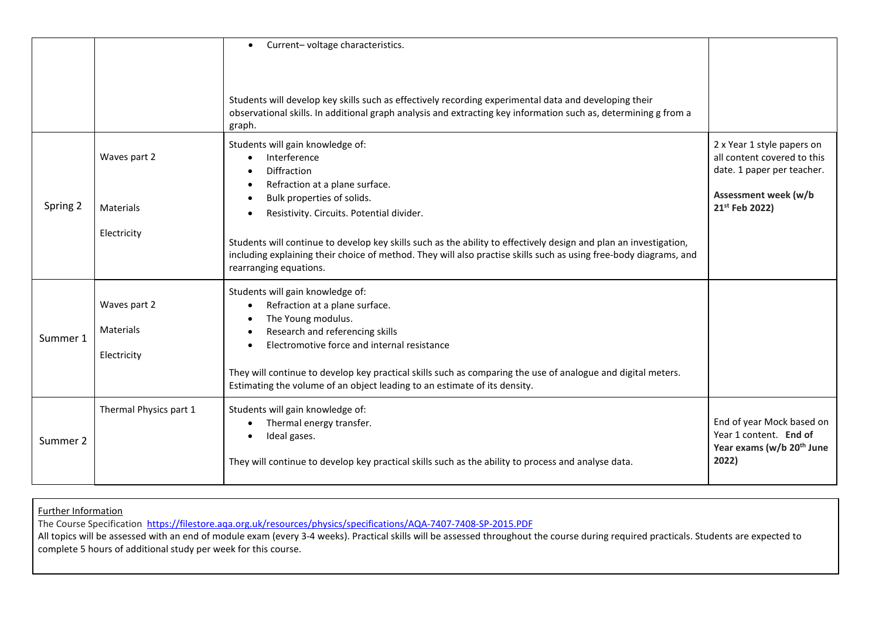| | | | |
|---|---|---|---|
| | | • Current– voltage characteristics.<br><br>Students will develop key skills such as effectively recording experimental data and developing their observational skills. In additional graph analysis and extracting key information such as, determining g from a graph. | |
| Spring 2 | Waves part 2<br><br>Materials<br><br>Electricity | Students will gain knowledge of:<br>• Interference<br>• Diffraction<br>• Refraction at a plane surface.<br>• Bulk properties of solids.<br>• Resistivity. Circuits. Potential divider.<br><br>Students will continue to develop key skills such as the ability to effectively design and plan an investigation, including explaining their choice of method. They will also practise skills such as using free-body diagrams, and rearranging equations. | 2 x Year 1 style papers on all content covered to this date. 1 paper per teacher.<br><br>**Assessment week (w/b 21st Feb 2022)** |
| Summer 1 | Waves part 2<br><br>Materials<br><br>Electricity | Students will gain knowledge of:<br>• Refraction at a plane surface.<br>• The Young modulus.<br>• Research and referencing skills<br>• Electromotive force and internal resistance<br><br>They will continue to develop key practical skills such as comparing the use of analogue and digital meters. Estimating the volume of an object leading to an estimate of its density. | |
| Summer 2 | Thermal Physics part 1 | Students will gain knowledge of:<br>• Thermal energy transfer.<br>• Ideal gases.<br><br>They will continue to develop key practical skills such as the ability to process and analyse data. | End of year Mock based on Year 1 content. **End of Year exams (w/b 20th June 2022)** |

Further Information

The Course Specification https://filestore.aqa.org.uk/resources/physics/specifications/AQA-7407-7408-SP-2015.PDF

All topics will be assessed with an end of module exam (every 3-4 weeks). Practical skills will be assessed throughout the course during required practicals. Students are expected to complete 5 hours of additional study per week for this course.